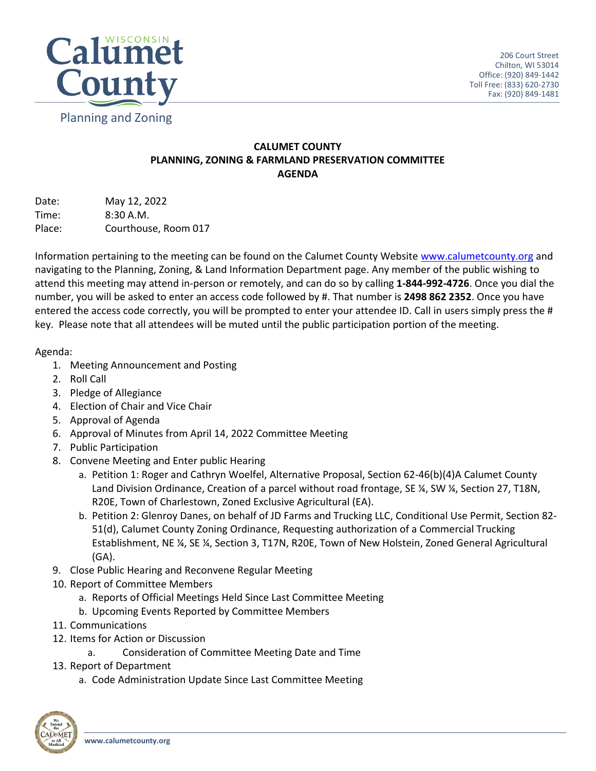Calumet County
Planning and Zoning

206 Court Street
Chilton, WI 53014
Office: (920) 849-1442
Toll Free: (833) 620-2730
Fax: (920) 849-1481

# CALUMET COUNTY
# PLANNING, ZONING & FARMLAND PRESERVATION COMMITTEE
# AGENDA

Date: May 12, 2022
Time: 8:30 A.M.
Place: Courthouse, Room 017

Information pertaining to the meeting can be found on the Calumet County Website www.calumetcounty.org and navigating to the Planning, Zoning, & Land Information Department page. Any member of the public wishing to attend this meeting may attend in-person or remotely, and can do so by calling **1-844-992-4726**. Once you dial the number, you will be asked to enter an access code followed by #. That number is **2498 862 2352**. Once you have entered the access code correctly, you will be prompted to enter your attendee ID. Call in users simply press the # key. Please note that all attendees will be muted until the public participation portion of the meeting.

Agenda:

1. Meeting Announcement and Posting
2. Roll Call
3. Pledge of Allegiance
4. Election of Chair and Vice Chair
5. Approval of Agenda
6. Approval of Minutes from April 14, 2022 Committee Meeting
7. Public Participation
8. Convene Meeting and Enter public Hearing
   a. Petition 1: Roger and Cathryn Woelfel, Alternative Proposal, Section 62-46(b)(4)A Calumet County Land Division Ordinance, Creation of a parcel without road frontage, SE ¼, SW ¼, Section 27, T18N, R20E, Town of Charlestown, Zoned Exclusive Agricultural (EA).
   b. Petition 2: Glenroy Danes, on behalf of JD Farms and Trucking LLC, Conditional Use Permit, Section 82-51(d), Calumet County Zoning Ordinance, Requesting authorization of a Commercial Trucking Establishment, NE ¼, SE ¼, Section 3, T17N, R20E, Town of New Holstein, Zoned General Agricultural (GA).
9. Close Public Hearing and Reconvene Regular Meeting
10. Report of Committee Members
    a. Reports of Official Meetings Held Since Last Committee Meeting
    b. Upcoming Events Reported by Committee Members
11. Communications
12. Items for Action or Discussion
    a. Consideration of Committee Meeting Date and Time
13. Report of Department
    a. Code Administration Update Since Last Committee Meeting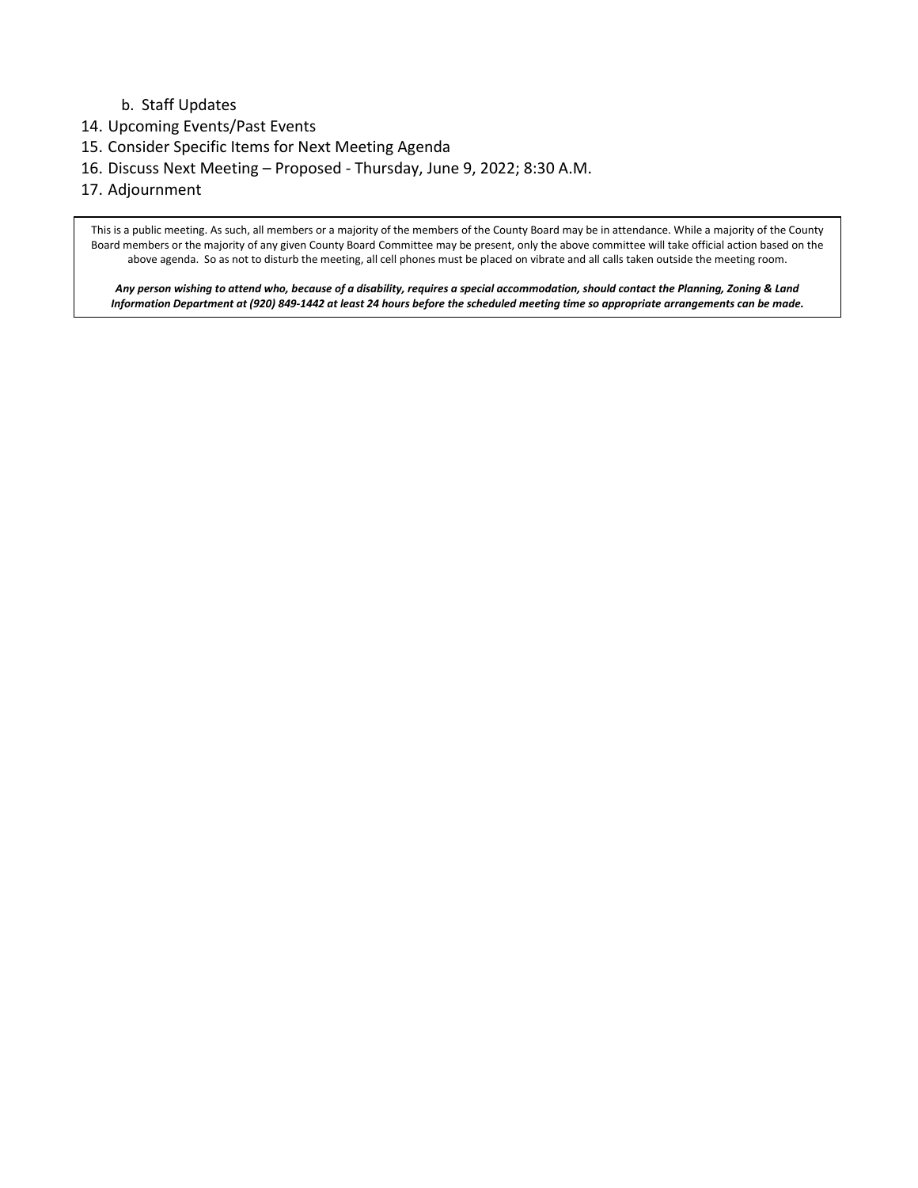b. Staff Updates

14. Upcoming Events/Past Events
15. Consider Specific Items for Next Meeting Agenda
16. Discuss Next Meeting – Proposed - Thursday, June 9, 2022; 8:30 A.M.
17. Adjournment

This is a public meeting. As such, all members or a majority of the members of the County Board may be in attendance. While a majority of the County Board members or the majority of any given County Board Committee may be present, only the above committee will take official action based on the above agenda. So as not to disturb the meeting, all cell phones must be placed on vibrate and all calls taken outside the meeting room.

***Any person wishing to attend who, because of a disability, requires a special accommodation, should contact the Planning, Zoning & Land Information Department at (920) 849-1442 at least 24 hours before the scheduled meeting time so appropriate arrangements can be made.***